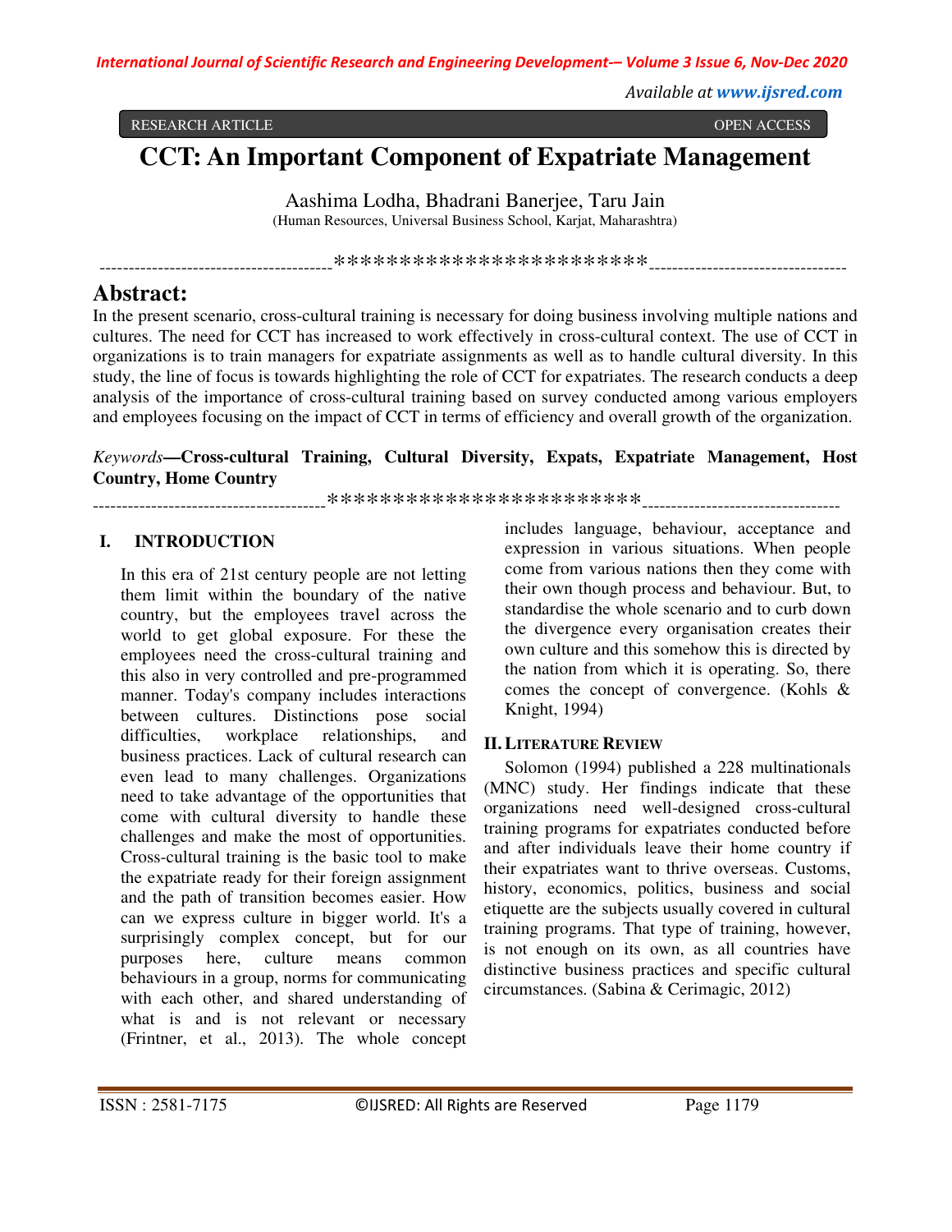RESEARCH ARTICLE OPEN ACCESS

# CCT: An Important Component of Expatriate Management

Aashima Lodha, Bhadrani Banerjee, Taru Jain
(Human Resources, Universal Business School, Karjat, Maharashtra)

----------------------------------------************************----------------------------------

## Abstract:

In the present scenario, cross-cultural training is necessary for doing business involving multiple nations and cultures. The need for CCT has increased to work effectively in cross-cultural context. The use of CCT in organizations is to train managers for expatriate assignments as well as to handle cultural diversity. In this study, the line of focus is towards highlighting the role of CCT for expatriates. The research conducts a deep analysis of the importance of cross-cultural training based on survey conducted among various employers and employees focusing on the impact of CCT in terms of efficiency and overall growth of the organization.

*Keywords*—**Cross-cultural Training, Cultural Diversity, Expats, Expatriate Management, Host Country, Home Country**

----------------------------------------************************----------------------------------

## I. INTRODUCTION

In this era of 21st century people are not letting them limit within the boundary of the native country, but the employees travel across the world to get global exposure. For these the employees need the cross-cultural training and this also in very controlled and pre-programmed manner. Today's company includes interactions between cultures. Distinctions pose social difficulties, workplace relationships, and business practices. Lack of cultural research can even lead to many challenges. Organizations need to take advantage of the opportunities that come with cultural diversity to handle these challenges and make the most of opportunities. Cross-cultural training is the basic tool to make the expatriate ready for their foreign assignment and the path of transition becomes easier. How can we express culture in bigger world. It's a surprisingly complex concept, but for our purposes here, culture means common behaviours in a group, norms for communicating with each other, and shared understanding of what is and is not relevant or necessary (Frintner, et al., 2013). The whole concept includes language, behaviour, acceptance and expression in various situations. When people come from various nations then they come with their own though process and behaviour. But, to standardise the whole scenario and to curb down the divergence every organisation creates their own culture and this somehow this is directed by the nation from which it is operating. So, there comes the concept of convergence. (Kohls & Knight, 1994)

## II. Literature Review

Solomon (1994) published a 228 multinationals (MNC) study. Her findings indicate that these organizations need well-designed cross-cultural training programs for expatriates conducted before and after individuals leave their home country if their expatriates want to thrive overseas. Customs, history, economics, politics, business and social etiquette are the subjects usually covered in cultural training programs. That type of training, however, is not enough on its own, as all countries have distinctive business practices and specific cultural circumstances. (Sabina & Cerimagic, 2012)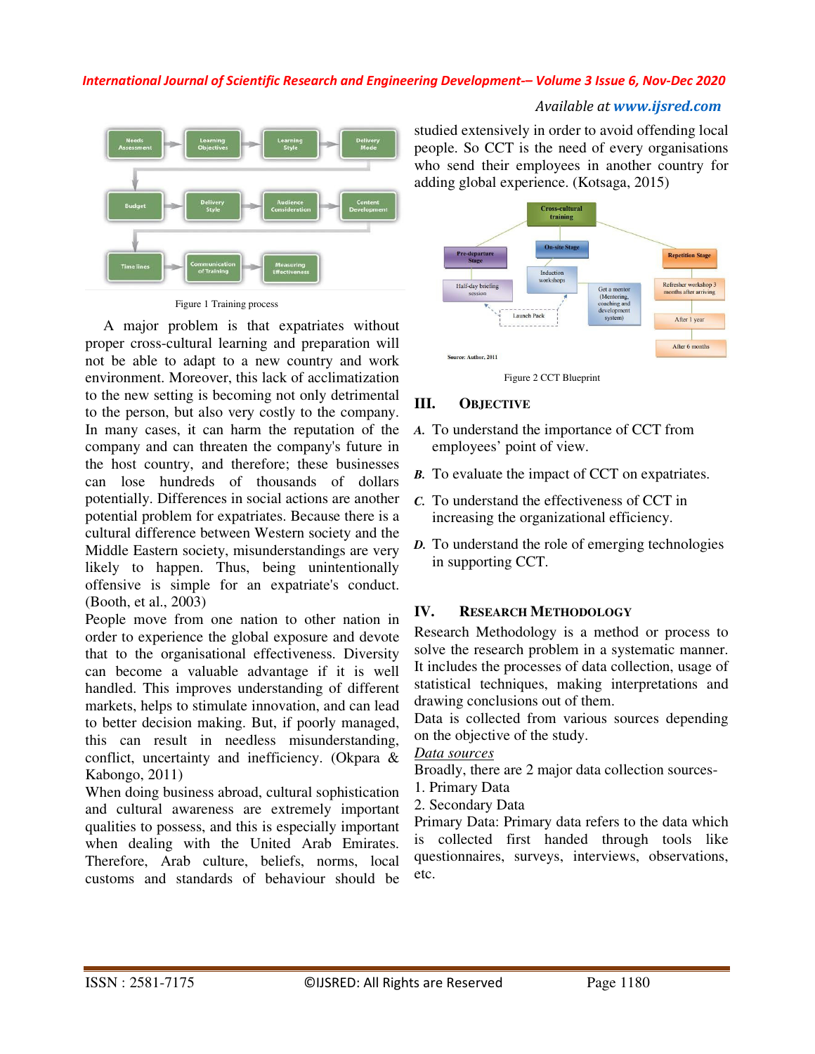Figure 1 Training process

A major problem is that expatriates without proper cross-cultural learning and preparation will not be able to adapt to a new country and work environment. Moreover, this lack of acclimatization to the new setting is becoming not only detrimental to the person, but also very costly to the company. In many cases, it can harm the reputation of the company and can threaten the company's future in the host country, and therefore; these businesses can lose hundreds of thousands of dollars potentially. Differences in social actions are another potential problem for expatriates. Because there is a cultural difference between Western society and the Middle Eastern society, misunderstandings are very likely to happen. Thus, being unintentionally offensive is simple for an expatriate's conduct. (Booth, et al., 2003)

People move from one nation to other nation in order to experience the global exposure and devote that to the organisational effectiveness. Diversity can become a valuable advantage if it is well handled. This improves understanding of different markets, helps to stimulate innovation, and can lead to better decision making. But, if poorly managed, this can result in needless misunderstanding, conflict, uncertainty and inefficiency. (Okpara & Kabongo, 2011)

When doing business abroad, cultural sophistication and cultural awareness are extremely important qualities to possess, and this is especially important when dealing with the United Arab Emirates. Therefore, Arab culture, beliefs, norms, local customs and standards of behaviour should be studied extensively in order to avoid offending local people. So CCT is the need of every organisations who send their employees in another country for adding global experience. (Kotsaga, 2015)

Figure 2 CCT Blueprint

## III. Objective

*A.* To understand the importance of CCT from employees' point of view.

*B.* To evaluate the impact of CCT on expatriates.

*C.* To understand the effectiveness of CCT in increasing the organizational efficiency.

*D.* To understand the role of emerging technologies in supporting CCT.

## IV. Research Methodology

Research Methodology is a method or process to solve the research problem in a systematic manner. It includes the processes of data collection, usage of statistical techniques, making interpretations and drawing conclusions out of them.

Data is collected from various sources depending on the objective of the study.

*Data sources*

Broadly, there are 2 major data collection sources-

1. Primary Data
2. Secondary Data

Primary Data: Primary data refers to the data which is collected first handed through tools like questionnaires, surveys, interviews, observations, etc.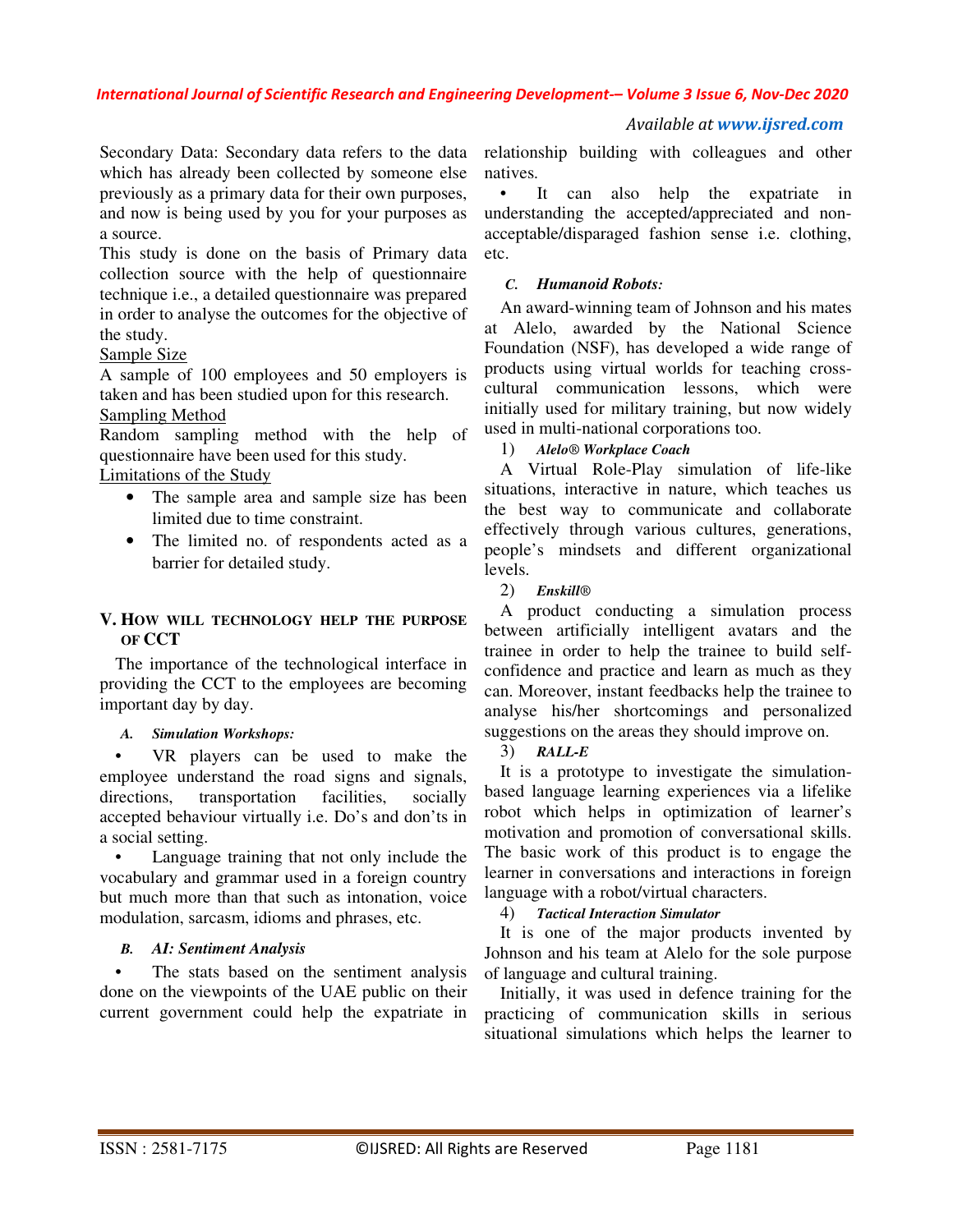Secondary Data: Secondary data refers to the data which has already been collected by someone else previously as a primary data for their own purposes, and now is being used by you for your purposes as a source.

This study is done on the basis of Primary data collection source with the help of questionnaire technique i.e., a detailed questionnaire was prepared in order to analyse the outcomes for the objective of the study.

Sample Size

A sample of 100 employees and 50 employers is taken and has been studied upon for this research.

Sampling Method

Random sampling method with the help of questionnaire have been used for this study.

Limitations of the Study

- The sample area and sample size has been limited due to time constraint.
- The limited no. of respondents acted as a barrier for detailed study.

## V. How will technology help the purpose of CCT

The importance of the technological interface in providing the CCT to the employees are becoming important day by day.

### *A. Simulation Workshops:*

- VR players can be used to make the employee understand the road signs and signals, directions, transportation facilities, socially accepted behaviour virtually i.e. Do's and don'ts in a social setting.
- Language training that not only include the vocabulary and grammar used in a foreign country but much more than that such as intonation, voice modulation, sarcasm, idioms and phrases, etc.

### *B. AI: Sentiment Analysis*

- The stats based on the sentiment analysis done on the viewpoints of the UAE public on their current government could help the expatriate in relationship building with colleagues and other natives.
- It can also help the expatriate in understanding the accepted/appreciated and non-acceptable/disparaged fashion sense i.e. clothing, etc.

### *C. Humanoid Robots:*

An award-winning team of Johnson and his mates at Alelo, awarded by the National Science Foundation (NSF), has developed a wide range of products using virtual worlds for teaching cross-cultural communication lessons, which were initially used for military training, but now widely used in multi-national corporations too.

#### 1) *Alelo® Workplace Coach*

A Virtual Role-Play simulation of life-like situations, interactive in nature, which teaches us the best way to communicate and collaborate effectively through various cultures, generations, people's mindsets and different organizational levels.

#### 2) *Enskill®*

A product conducting a simulation process between artificially intelligent avatars and the trainee in order to help the trainee to build self-confidence and practice and learn as much as they can. Moreover, instant feedbacks help the trainee to analyse his/her shortcomings and personalized suggestions on the areas they should improve on.

#### 3) *RALL-E*

It is a prototype to investigate the simulation-based language learning experiences via a lifelike robot which helps in optimization of learner's motivation and promotion of conversational skills. The basic work of this product is to engage the learner in conversations and interactions in foreign language with a robot/virtual characters.

#### 4) *Tactical Interaction Simulator*

It is one of the major products invented by Johnson and his team at Alelo for the sole purpose of language and cultural training.

Initially, it was used in defence training for the practicing of communication skills in serious situational simulations which helps the learner to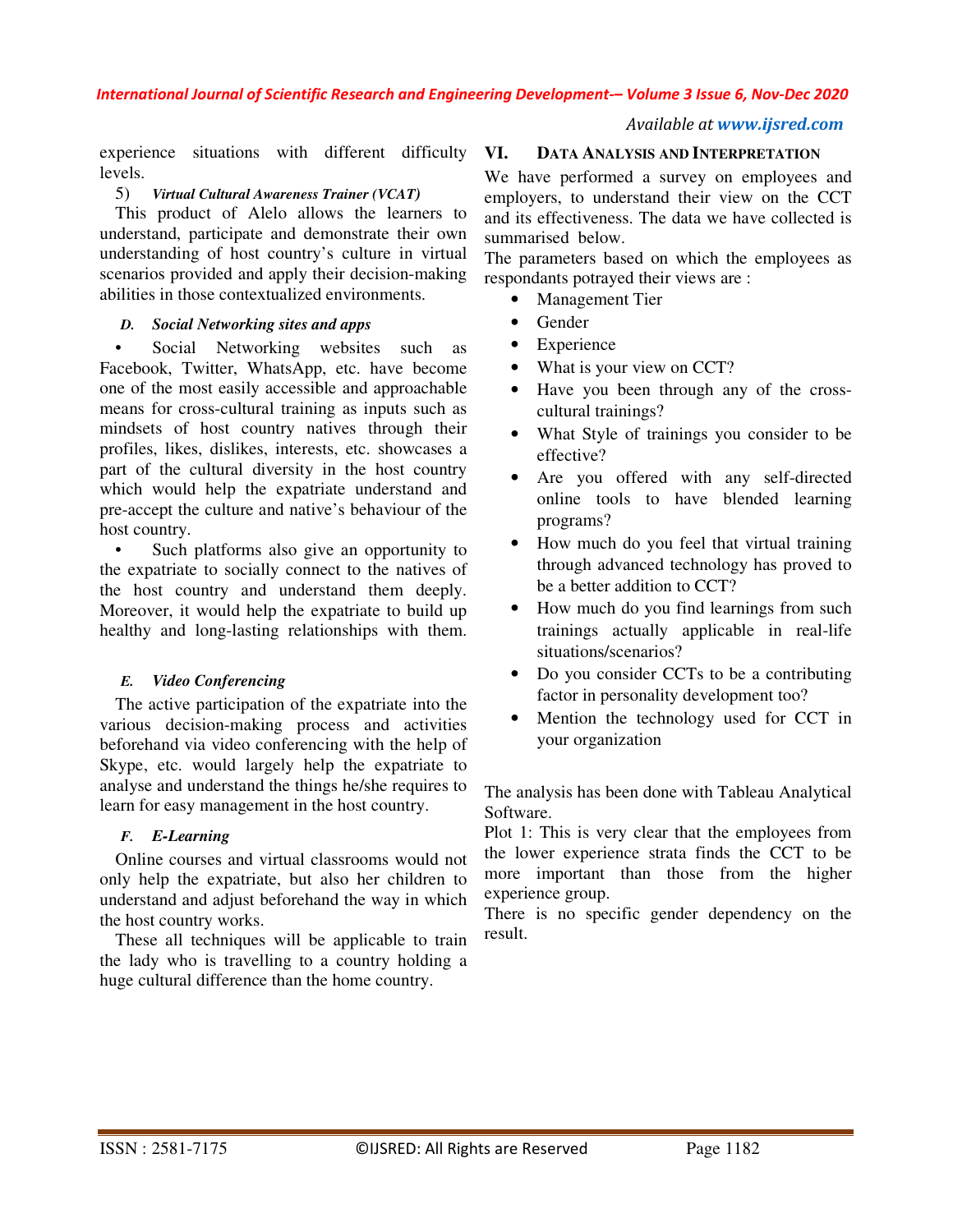experience situations with different difficulty levels.

5) *Virtual Cultural Awareness Trainer (VCAT)*

This product of Alelo allows the learners to understand, participate and demonstrate their own understanding of host country's culture in virtual scenarios provided and apply their decision-making abilities in those contextualized environments.

### *D. Social Networking sites and apps*

- Social Networking websites such as Facebook, Twitter, WhatsApp, etc. have become one of the most easily accessible and approachable means for cross-cultural training as inputs such as mindsets of host country natives through their profiles, likes, dislikes, interests, etc. showcases a part of the cultural diversity in the host country which would help the expatriate understand and pre-accept the culture and native's behaviour of the host country.
- Such platforms also give an opportunity to the expatriate to socially connect to the natives of the host country and understand them deeply. Moreover, it would help the expatriate to build up healthy and long-lasting relationships with them.

### *E. Video Conferencing*

The active participation of the expatriate into the various decision-making process and activities beforehand via video conferencing with the help of Skype, etc. would largely help the expatriate to analyse and understand the things he/she requires to learn for easy management in the host country.

### *F. E-Learning*

Online courses and virtual classrooms would not only help the expatriate, but also her children to understand and adjust beforehand the way in which the host country works.

These all techniques will be applicable to train the lady who is travelling to a country holding a huge cultural difference than the home country.

## VI. Data Analysis and Interpretation

We have performed a survey on employees and employers, to understand their view on the CCT and its effectiveness. The data we have collected is summarised below.

The parameters based on which the employees as respondants potrayed their views are :

- Management Tier
- Gender
- Experience
- What is your view on CCT?
- Have you been through any of the cross-cultural trainings?
- What Style of trainings you consider to be effective?
- Are you offered with any self-directed online tools to have blended learning programs?
- How much do you feel that virtual training through advanced technology has proved to be a better addition to CCT?
- How much do you find learnings from such trainings actually applicable in real-life situations/scenarios?
- Do you consider CCTs to be a contributing factor in personality development too?
- Mention the technology used for CCT in your organization

The analysis has been done with Tableau Analytical Software.

Plot 1: This is very clear that the employees from the lower experience strata finds the CCT to be more important than those from the higher experience group.

There is no specific gender dependency on the result.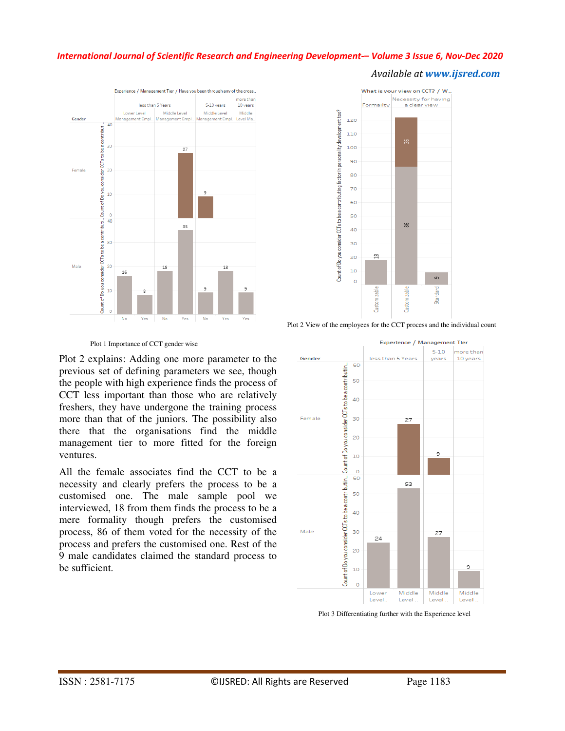Plot 1 Importance of CCT gender wise

Plot 2 View of the employees for the CCT process and the individual count

Plot 2 explains: Adding one more parameter to the previous set of defining parameters we see, though the people with high experience finds the process of CCT less important than those who are relatively freshers, they have undergone the training process more than that of the juniors. The possibility also there that the organisations find the middle management tier to more fitted for the foreign ventures.

All the female associates find the CCT to be a necessity and clearly prefers the process to be a customised one. The male sample pool we interviewed, 18 from them finds the process to be a mere formality though prefers the customised process, 86 of them voted for the necessity of the process and prefers the customised one. Rest of the 9 male candidates claimed the standard process to be sufficient.

Plot 3 Differentiating further with the Experience level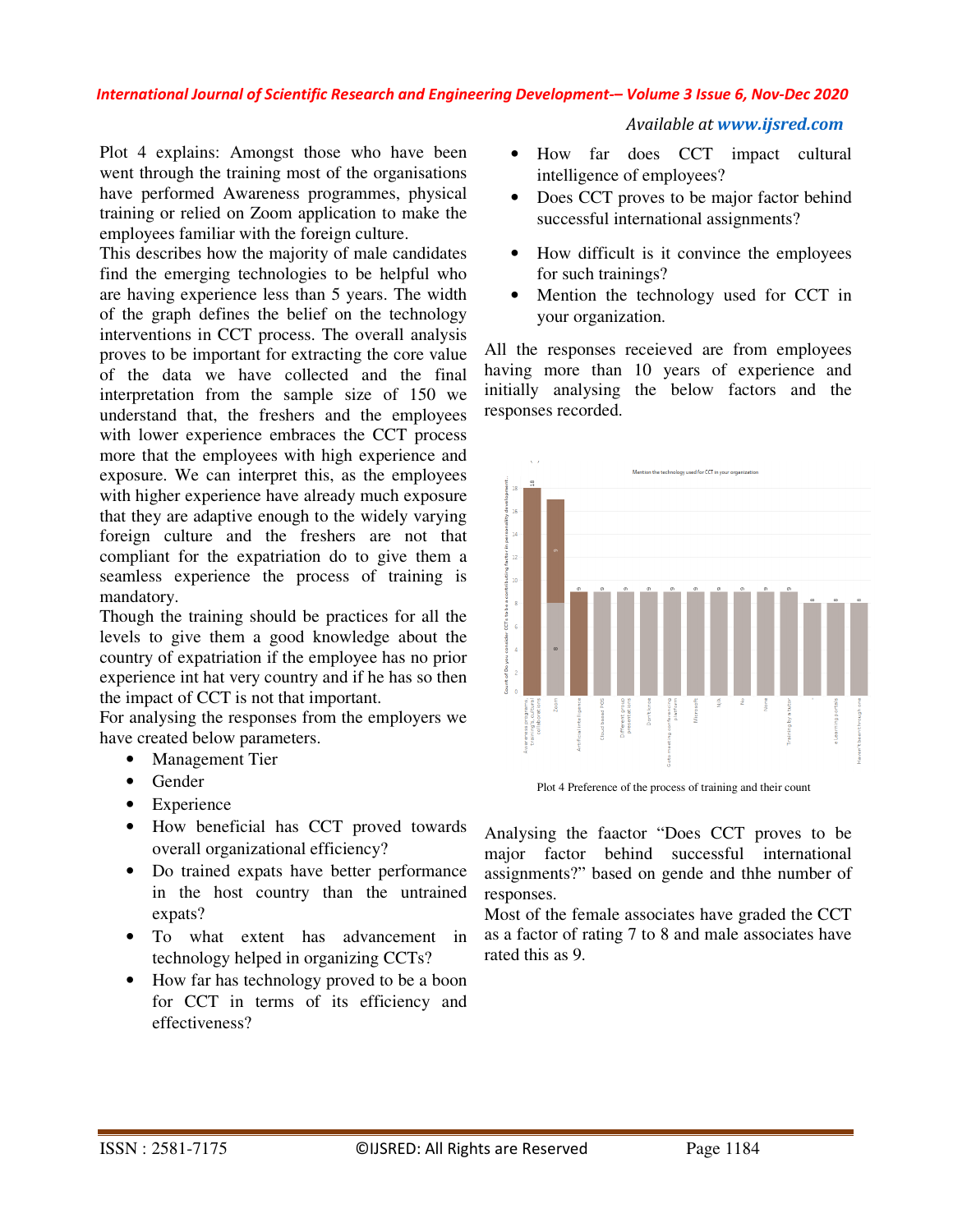Plot 4 explains: Amongst those who have been went through the training most of the organisations have performed Awareness programmes, physical training or relied on Zoom application to make the employees familiar with the foreign culture.

This describes how the majority of male candidates find the emerging technologies to be helpful who are having experience less than 5 years. The width of the graph defines the belief on the technology interventions in CCT process. The overall analysis proves to be important for extracting the core value of the data we have collected and the final interpretation from the sample size of 150 we understand that, the freshers and the employees with lower experience embraces the CCT process more that the employees with high experience and exposure. We can interpret this, as the employees with higher experience have already much exposure that they are adaptive enough to the widely varying foreign culture and the freshers are not that compliant for the expatriation do to give them a seamless experience the process of training is mandatory.

Though the training should be practices for all the levels to give them a good knowledge about the country of expatriation if the employee has no prior experience int hat very country and if he has so then the impact of CCT is not that important.

For analysing the responses from the employers we have created below parameters.

- Management Tier
- Gender
- Experience
- How beneficial has CCT proved towards overall organizational efficiency?
- Do trained expats have better performance in the host country than the untrained expats?
- To what extent has advancement in technology helped in organizing CCTs?
- How far has technology proved to be a boon for CCT in terms of its efficiency and effectiveness?
- How far does CCT impact cultural intelligence of employees?
- Does CCT proves to be major factor behind successful international assignments?
- How difficult is it convince the employees for such trainings?
- Mention the technology used for CCT in your organization.

All the responses receieved are from employees having more than 10 years of experience and initially analysing the below factors and the responses recorded.

Plot 4 Preference of the process of training and their count

Analysing the faactor "Does CCT proves to be major factor behind successful international assignments?" based on gende and thhe number of responses.

Most of the female associates have graded the CCT as a factor of rating 7 to 8 and male associates have rated this as 9.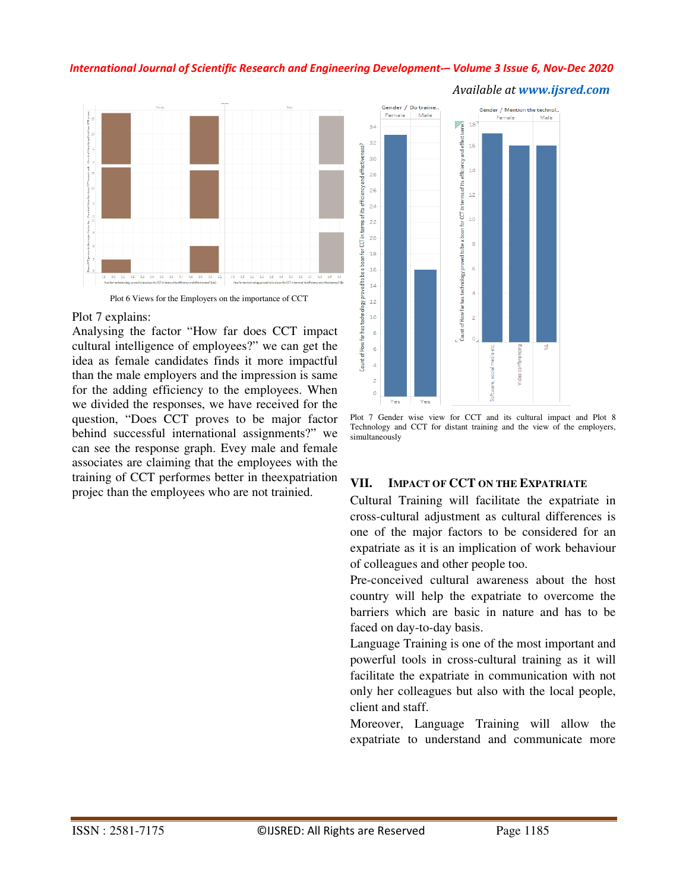Plot 6 Views for the Employers on the importance of CCT

Plot 7 explains:

Analysing the factor "How far does CCT impact cultural intelligence of employees?" we can get the idea as female candidates finds it more impactful than the male employers and the impression is same for the adding efficiency to the employees. When we divided the responses, we have received for the question, "Does CCT proves to be major factor behind successful international assignments?" we can see the response graph. Evey male and female associates are claiming that the employees with the training of CCT performes better in theexpatriation projec than the employees who are not trainied.

Plot 7 Gender wise view for CCT and its cultural impact and Plot 8 Technology and CCT for distant training and the view of the employers, simultaneously

## VII. Impact of CCT on the Expatriate

Cultural Training will facilitate the expatriate in cross-cultural adjustment as cultural differences is one of the major factors to be considered for an expatriate as it is an implication of work behaviour of colleagues and other people too.

Pre-conceived cultural awareness about the host country will help the expatriate to overcome the barriers which are basic in nature and has to be faced on day-to-day basis.

Language Training is one of the most important and powerful tools in cross-cultural training as it will facilitate the expatriate in communication with not only her colleagues but also with the local people, client and staff.

Moreover, Language Training will allow the expatriate to understand and communicate more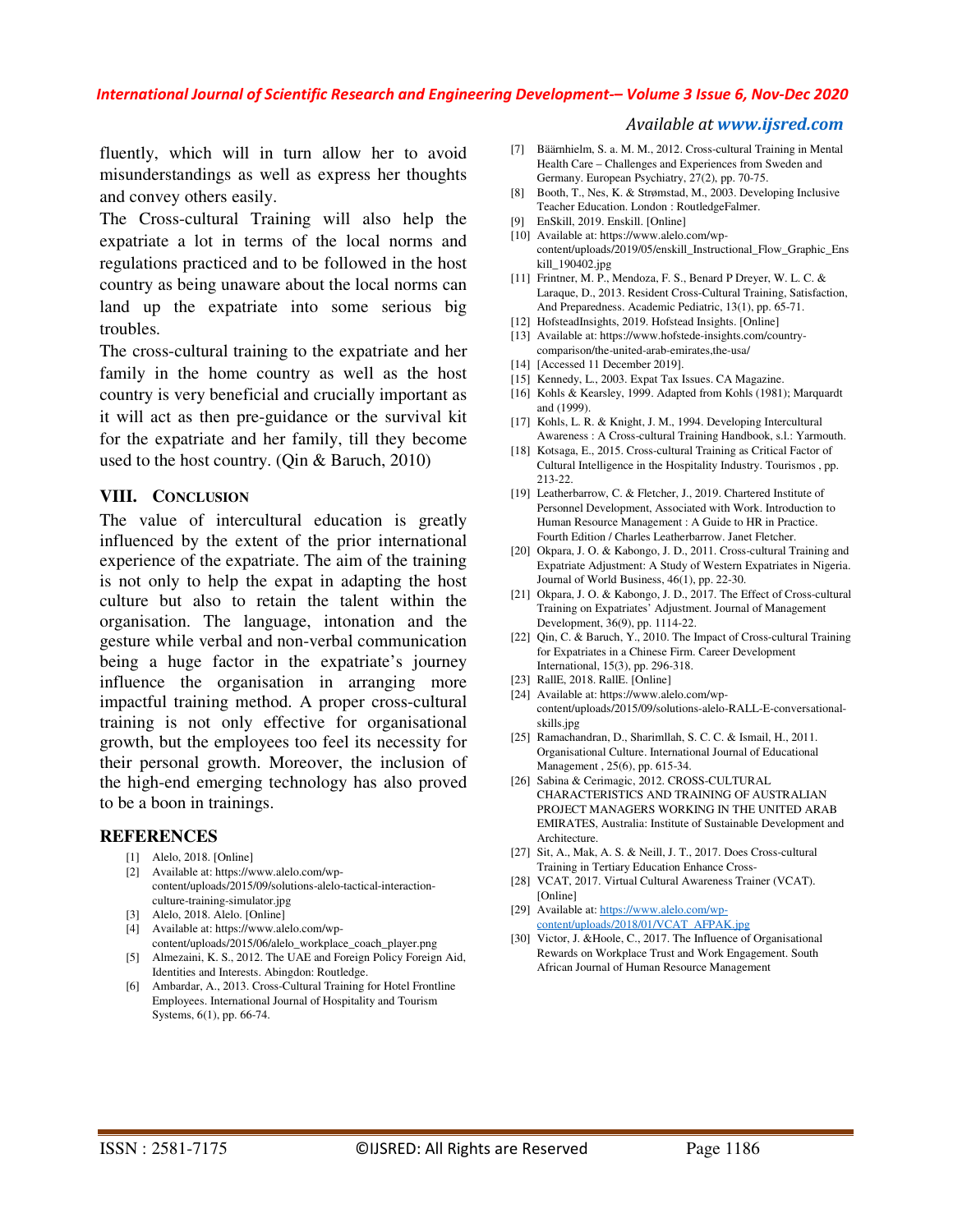fluently, which will in turn allow her to avoid misunderstandings as well as express her thoughts and convey others easily.

The Cross-cultural Training will also help the expatriate a lot in terms of the local norms and regulations practiced and to be followed in the host country as being unaware about the local norms can land up the expatriate into some serious big troubles.

The cross-cultural training to the expatriate and her family in the home country as well as the host country is very beneficial and crucially important as it will act as then pre-guidance or the survival kit for the expatriate and her family, till they become used to the host country. (Qin & Baruch, 2010)

## VIII. CONCLUSION

The value of intercultural education is greatly influenced by the extent of the prior international experience of the expatriate. The aim of the training is not only to help the expat in adapting the host culture but also to retain the talent within the organisation. The language, intonation and the gesture while verbal and non-verbal communication being a huge factor in the expatriate's journey influence the organisation in arranging more impactful training method. A proper cross-cultural training is not only effective for organisational growth, but the employees too feel its necessity for their personal growth. Moreover, the inclusion of the high-end emerging technology has also proved to be a boon in trainings.

## REFERENCES

[1] Alelo, 2018. [Online]

[2] Available at: https://www.alelo.com/wp-content/uploads/2015/09/solutions-alelo-tactical-interaction-culture-training-simulator.jpg

[3] Alelo, 2018. Alelo. [Online]

[4] Available at: https://www.alelo.com/wp-content/uploads/2015/06/alelo_workplace_coach_player.png

[5] Almezaini, K. S., 2012. The UAE and Foreign Policy Foreign Aid, Identities and Interests. Abingdon: Routledge.

[6] Ambardar, A., 2013. Cross-Cultural Training for Hotel Frontline Employees. International Journal of Hospitality and Tourism Systems, 6(1), pp. 66-74.

[7] Bäärnhielm, S. a. M. M., 2012. Cross-cultural Training in Mental Health Care – Challenges and Experiences from Sweden and Germany. European Psychiatry, 27(2), pp. 70-75.

[8] Booth, T., Nes, K. & Strømstad, M., 2003. Developing Inclusive Teacher Education. London : RoutledgeFalmer.

[9] EnSkill, 2019. Enskill. [Online]

[10] Available at: https://www.alelo.com/wp-content/uploads/2019/05/enskill_Instructional_Flow_Graphic_Enskill_190402.jpg

[11] Frintner, M. P., Mendoza, F. S., Benard P Dreyer, W. L. C. & Laraque, D., 2013. Resident Cross-Cultural Training, Satisfaction, And Preparedness. Academic Pediatric, 13(1), pp. 65-71.

[12] HofsteadInsights, 2019. Hofstead Insights. [Online]

[13] Available at: https://www.hofstede-insights.com/country-comparison/the-united-arab-emirates,the-usa/

[14] [Accessed 11 December 2019].

[15] Kennedy, L., 2003. Expat Tax Issues. CA Magazine.

[16] Kohls & Kearsley, 1999. Adapted from Kohls (1981); Marquardt and (1999).

[17] Kohls, L. R. & Knight, J. M., 1994. Developing Intercultural Awareness : A Cross-cultural Training Handbook, s.l.: Yarmouth.

[18] Kotsaga, E., 2015. Cross-cultural Training as Critical Factor of Cultural Intelligence in the Hospitality Industry. Tourismos , pp. 213-22.

[19] Leatherbarrow, C. & Fletcher, J., 2019. Chartered Institute of Personnel Development, Associated with Work. Introduction to Human Resource Management : A Guide to HR in Practice. Fourth Edition / Charles Leatherbarrow. Janet Fletcher.

[20] Okpara, J. O. & Kabongo, J. D., 2011. Cross-cultural Training and Expatriate Adjustment: A Study of Western Expatriates in Nigeria. Journal of World Business, 46(1), pp. 22-30.

[21] Okpara, J. O. & Kabongo, J. D., 2017. The Effect of Cross-cultural Training on Expatriates' Adjustment. Journal of Management Development, 36(9), pp. 1114-22.

[22] Qin, C. & Baruch, Y., 2010. The Impact of Cross-cultural Training for Expatriates in a Chinese Firm. Career Development International, 15(3), pp. 296-318.

[23] RallE, 2018. RallE. [Online]

[24] Available at: https://www.alelo.com/wp-content/uploads/2015/09/solutions-alelo-RALL-E-conversational-skills.jpg

[25] Ramachandran, D., Sharimllah, S. C. C. & Ismail, H., 2011. Organisational Culture. International Journal of Educational Management , 25(6), pp. 615-34.

[26] Sabina & Cerimagic, 2012. CROSS-CULTURAL CHARACTERISTICS AND TRAINING OF AUSTRALIAN PROJECT MANAGERS WORKING IN THE UNITED ARAB EMIRATES, Australia: Institute of Sustainable Development and Architecture.

[27] Sit, A., Mak, A. S. & Neill, J. T., 2017. Does Cross-cultural Training in Tertiary Education Enhance Cross-

[28] VCAT, 2017. Virtual Cultural Awareness Trainer (VCAT). [Online]

[29] Available at: https://www.alelo.com/wp-content/uploads/2018/01/VCAT_AFPAK.jpg

[30] Victor, J. &Hoole, C., 2017. The Influence of Organisational Rewards on Workplace Trust and Work Engagement. South African Journal of Human Resource Management